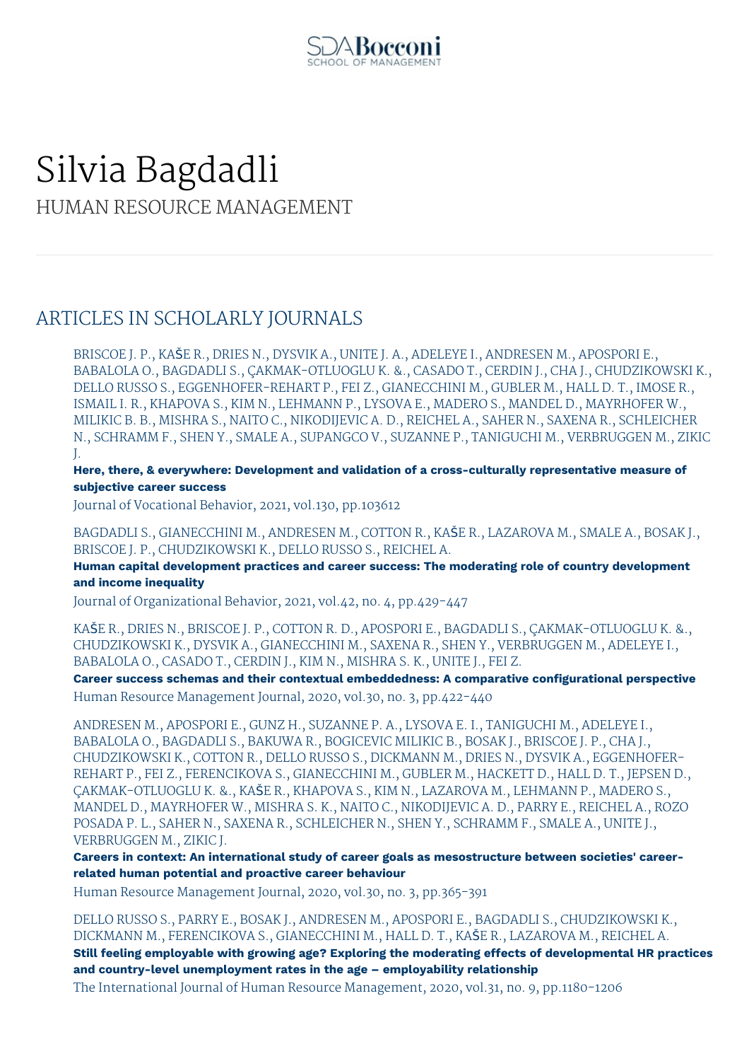# Silvia Bagdadli

HUMAN RESOURCE MANAGEMENT

## ARTICLES IN SCHOLARLY JOURNALS

BRISCOE J. P., KAŠE R., DRIES N., DYSVIK A., UNITE J. A., ADELEYE I., ANDRESEN M., APOSPORI E., BABALOLA O., BAGDADLI S., ÇAKMAK-OTLUOGLU K. &., CASADO T., CERDIN J., CHA J., CHUDZIKOWSKI K., DELLO RUSSO S., EGGENHOFER-REHART P., FEI Z., GIANECCHINI M., GUBLER M., HALL D. T., IMOSE R., ISMAIL I. R., KHAPOVA S., KIM N., LEHMANN P., LYSOVA E., MADERO S., MANDEL D., MAYRHOFER W., MILIKIC B. B., MISHRA S., NAITO C., NIKODIJEVIC A. D., REICHEL A., SAHER N., SAXENA R., SCHLEICHER N., SCHRAMM F., SHEN Y., SMALE A., SUPANGCO V., SUZANNE P., TANIGUCHI M., VERBRUGGEN M., ZIKIC J.

**Here, there, & everywhere: Development and validation of a cross-culturally representative measure of subjective career success**

Journal of Vocational Behavior, 2021, vol.130, pp.103612

BAGDADLI S., GIANECCHINI M., ANDRESEN M., COTTON R., KAŠE R., LAZAROVA M., SMALE A., BOSAK J., BRISCOE J. P., CHUDZIKOWSKI K., DELLO RUSSO S., REICHEL A.

**Human capital development practices and career success: The moderating role of country development and income inequality**

Journal of Organizational Behavior, 2021, vol.42, no. 4, pp.429-447

KAŠE R., DRIES N., BRISCOE J. P., COTTON R. D., APOSPORI E., BAGDADLI S., ÇAKMAK-OTLUOGLU K. &., CHUDZIKOWSKI K., DYSVIK A., GIANECCHINI M., SAXENA R., SHEN Y., VERBRUGGEN M., ADELEYE I., BABALOLA O., CASADO T., CERDIN J., KIM N., MISHRA S. K., UNITE J., FEI Z.

**Career success schemas and their contextual embeddedness: A comparative configurational perspective**

Human Resource Management Journal, 2020, vol.30, no. 3, pp.422-440

ANDRESEN M., APOSPORI E., GUNZ H., SUZANNE P. A., LYSOVA E. I., TANIGUCHI M., ADELEYE I., BABALOLA O., BAGDADLI S., BAKUWA R., BOGICEVIC MILIKIC B., BOSAK J., BRISCOE J. P., CHA J., CHUDZIKOWSKI K., COTTON R., DELLO RUSSO S., DICKMANN M., DRIES N., DYSVIK A., EGGENHOFER-REHART P., FEI Z., FERENCIKOVA S., GIANECCHINI M., GUBLER M., HACKETT D., HALL D. T., JEPSEN D., ÇAKMAK-OTLUOGLU K. &., KAŠE R., KHAPOVA S., KIM N., LAZAROVA M., LEHMANN P., MADERO S., MANDEL D., MAYRHOFER W., MISHRA S. K., NAITO C., NIKODIJEVIC A. D., PARRY E., REICHEL A., ROZO POSADA P. L., SAHER N., SAXENA R., SCHLEICHER N., SHEN Y., SCHRAMM F., SMALE A., UNITE J., VERBRUGGEN M., ZIKIC J.

**Careers in context: An international study of career goals as mesostructure between societies' career-related human potential and proactive career behaviour**

Human Resource Management Journal, 2020, vol.30, no. 3, pp.365-391

DELLO RUSSO S., PARRY E., BOSAK J., ANDRESEN M., APOSPORI E., BAGDADLI S., CHUDZIKOWSKI K., DICKMANN M., FERENCIKOVA S., GIANECCHINI M., HALL D. T., KAŠE R., LAZAROVA M., REICHEL A.

**Still feeling employable with growing age? Exploring the moderating effects of developmental HR practices and country-level unemployment rates in the age – employability relationship**

The International Journal of Human Resource Management, 2020, vol.31, no. 9, pp.1180-1206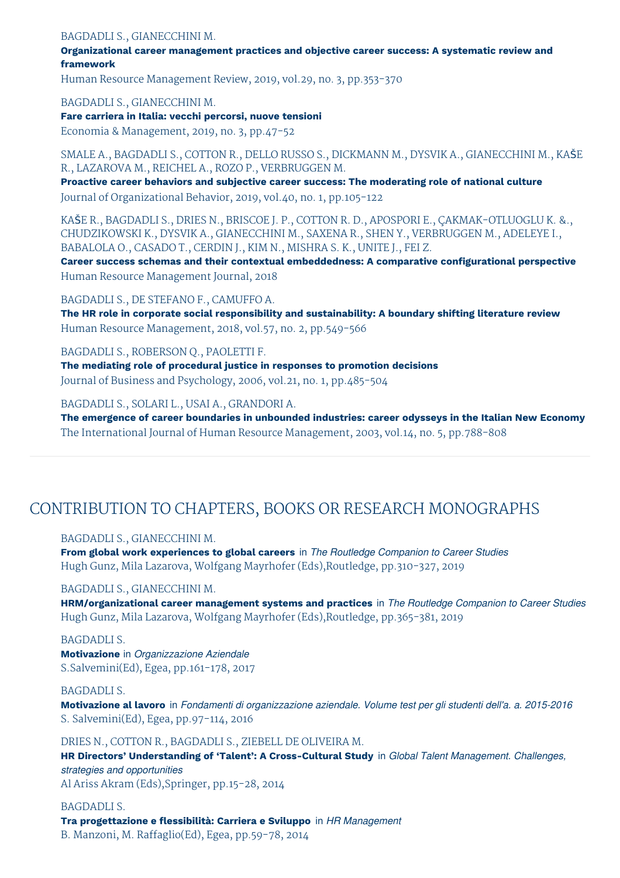BAGDADLI S., GIANECCHINI M.
**Organizational career management practices and objective career success: A systematic review and framework**
Human Resource Management Review, 2019, vol.29, no. 3, pp.353-370

BAGDADLI S., GIANECCHINI M.
**Fare carriera in Italia: vecchi percorsi, nuove tensioni**
Economia & Management, 2019, no. 3, pp.47-52

SMALE A., BAGDADLI S., COTTON R., DELLO RUSSO S., DICKMANN M., DYSVIK A., GIANECCHINI M., KAŠE R., LAZAROVA M., REICHEL A., ROZO P., VERBRUGGEN M.
**Proactive career behaviors and subjective career success: The moderating role of national culture**
Journal of Organizational Behavior, 2019, vol.40, no. 1, pp.105-122

KAŠE R., BAGDADLI S., DRIES N., BRISCOE J. P., COTTON R. D., APOSPORI E., ÇAKMAK-OTLUOGLU K. &., CHUDZIKOWSKI K., DYSVIK A., GIANECCHINI M., SAXENA R., SHEN Y., VERBRUGGEN M., ADELEYE I., BABALOLA O., CASADO T., CERDIN J., KIM N., MISHRA S. K., UNITE J., FEI Z.
**Career success schemas and their contextual embeddedness: A comparative configurational perspective**
Human Resource Management Journal, 2018

BAGDADLI S., DE STEFANO F., CAMUFFO A.
**The HR role in corporate social responsibility and sustainability: A boundary shifting literature review**
Human Resource Management, 2018, vol.57, no. 2, pp.549-566

BAGDADLI S., ROBERSON Q., PAOLETTI F.
**The mediating role of procedural justice in responses to promotion decisions**
Journal of Business and Psychology, 2006, vol.21, no. 1, pp.485-504

BAGDADLI S., SOLARI L., USAI A., GRANDORI A.
**The emergence of career boundaries in unbounded industries: career odysseys in the Italian New Economy**
The International Journal of Human Resource Management, 2003, vol.14, no. 5, pp.788-808

## CONTRIBUTION TO CHAPTERS, BOOKS OR RESEARCH MONOGRAPHS

BAGDADLI S., GIANECCHINI M.
**From global work experiences to global careers** in *The Routledge Companion to Career Studies*
Hugh Gunz, Mila Lazarova, Wolfgang Mayrhofer (Eds),Routledge, pp.310-327, 2019

BAGDADLI S., GIANECCHINI M.
**HRM/organizational career management systems and practices** in *The Routledge Companion to Career Studies*
Hugh Gunz, Mila Lazarova, Wolfgang Mayrhofer (Eds),Routledge, pp.365-381, 2019

BAGDADLI S.
**Motivazione** in *Organizzazione Aziendale*
S.Salvemini(Ed), Egea, pp.161-178, 2017

BAGDADLI S.
**Motivazione al lavoro** in *Fondamenti di organizzazione aziendale. Volume test per gli studenti dell'a. a. 2015-2016*
S. Salvemini(Ed), Egea, pp.97-114, 2016

DRIES N., COTTON R., BAGDADLI S., ZIEBELL DE OLIVEIRA M.
**HR Directors' Understanding of 'Talent': A Cross-Cultural Study** in *Global Talent Management. Challenges, strategies and opportunities*
Al Ariss Akram (Eds),Springer, pp.15-28, 2014

BAGDADLI S.
**Tra progettazione e flessibilità: Carriera e Sviluppo** in *HR Management*
B. Manzoni, M. Raffaglio(Ed), Egea, pp.59-78, 2014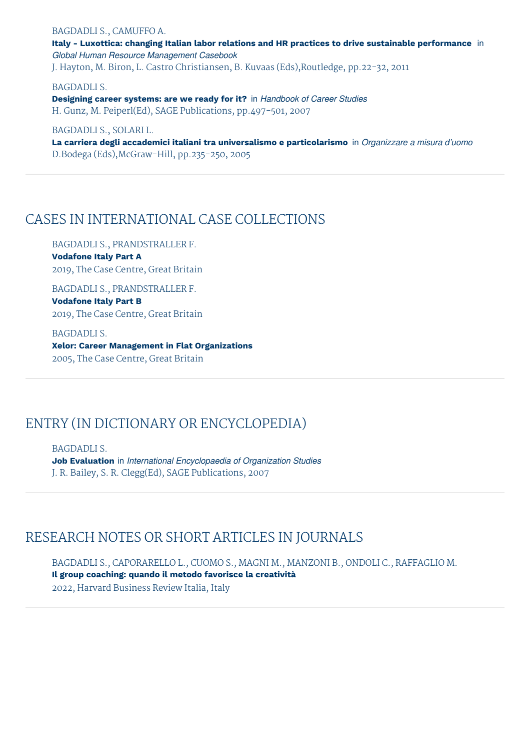BAGDADLI S., CAMUFFO A.
**Italy - Luxottica: changing Italian labor relations and HR practices to drive sustainable performance** in *Global Human Resource Management Casebook*
J. Hayton, M. Biron, L. Castro Christiansen, B. Kuvaas (Eds),Routledge, pp.22-32, 2011

BAGDADLI S.
**Designing career systems: are we ready for it?** in *Handbook of Career Studies*
H. Gunz, M. Peiperl(Ed), SAGE Publications, pp.497-501, 2007

BAGDADLI S., SOLARI L.
**La carriera degli accademici italiani tra universalismo e particolarismo** in *Organizzare a misura d'uomo*
D.Bodega (Eds),McGraw-Hill, pp.235-250, 2005

## CASES IN INTERNATIONAL CASE COLLECTIONS

BAGDADLI S., PRANDSTRALLER F.
**Vodafone Italy Part A**
2019, The Case Centre, Great Britain

BAGDADLI S., PRANDSTRALLER F.
**Vodafone Italy Part B**
2019, The Case Centre, Great Britain

BAGDADLI S.
**Xelor: Career Management in Flat Organizations**
2005, The Case Centre, Great Britain

## ENTRY (IN DICTIONARY OR ENCYCLOPEDIA)

BAGDADLI S.
**Job Evaluation** in *International Encyclopaedia of Organization Studies*
J. R. Bailey, S. R. Clegg(Ed), SAGE Publications, 2007

## RESEARCH NOTES OR SHORT ARTICLES IN JOURNALS

BAGDADLI S., CAPORARELLO L., CUOMO S., MAGNI M., MANZONI B., ONDOLI C., RAFFAGLIO M.
**Il group coaching: quando il metodo favorisce la creatività**
2022, Harvard Business Review Italia, Italy